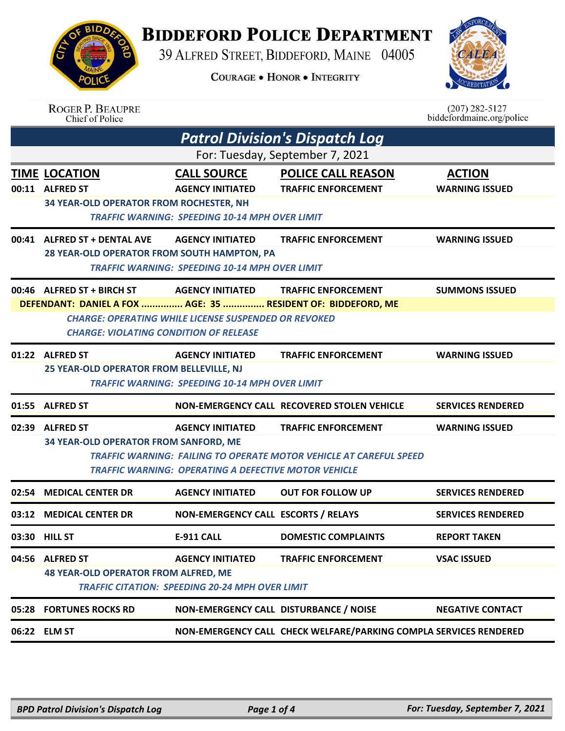# BIDDEFORD POLICE DEPARTMENT

39 ALFRED STREET, BIDDEFORD, MAINE 04005

COURAGE • HONOR • INTEGRITY

ROGER P. BEAUPRE
Chief of Police

(207) 282-5127
biddefordmaine.org/police

## Patrol Division's Dispatch Log

For: Tuesday, September 7, 2021

| TIME | LOCATION | CALL SOURCE | POLICE CALL REASON | ACTION |
|---|---|---|---|---|
| 00:11 | ALFRED ST | AGENCY INITIATED | TRAFFIC ENFORCEMENT | WARNING ISSUED |

34 YEAR-OLD OPERATOR FROM ROCHESTER, NH
*TRAFFIC WARNING: SPEEDING 10-14 MPH OVER LIMIT*

| TIME | LOCATION | CALL SOURCE | POLICE CALL REASON | ACTION |
|---|---|---|---|---|
| 00:41 | ALFRED ST + DENTAL AVE | AGENCY INITIATED | TRAFFIC ENFORCEMENT | WARNING ISSUED |

28 YEAR-OLD OPERATOR FROM SOUTH HAMPTON, PA
*TRAFFIC WARNING: SPEEDING 10-14 MPH OVER LIMIT*

| TIME | LOCATION | CALL SOURCE | POLICE CALL REASON | ACTION |
|---|---|---|---|---|
| 00:46 | ALFRED ST + BIRCH ST | AGENCY INITIATED | TRAFFIC ENFORCEMENT | SUMMONS ISSUED |

DEFENDANT: DANIEL A FOX ............... AGE: 35 ............... RESIDENT OF: BIDDEFORD, ME
*CHARGE: OPERATING WHILE LICENSE SUSPENDED OR REVOKED*
*CHARGE: VIOLATING CONDITION OF RELEASE*

| TIME | LOCATION | CALL SOURCE | POLICE CALL REASON | ACTION |
|---|---|---|---|---|
| 01:22 | ALFRED ST | AGENCY INITIATED | TRAFFIC ENFORCEMENT | WARNING ISSUED |

25 YEAR-OLD OPERATOR FROM BELLEVILLE, NJ
*TRAFFIC WARNING: SPEEDING 10-14 MPH OVER LIMIT*

| TIME | LOCATION | CALL SOURCE | POLICE CALL REASON | ACTION |
|---|---|---|---|---|
| 01:55 | ALFRED ST | NON-EMERGENCY CALL | RECOVERED STOLEN VEHICLE | SERVICES RENDERED |
| 02:39 | ALFRED ST | AGENCY INITIATED | TRAFFIC ENFORCEMENT | WARNING ISSUED |

34 YEAR-OLD OPERATOR FROM SANFORD, ME
*TRAFFIC WARNING: FAILING TO OPERATE MOTOR VEHICLE AT CAREFUL SPEED*
*TRAFFIC WARNING: OPERATING A DEFECTIVE MOTOR VEHICLE*

| TIME | LOCATION | CALL SOURCE | POLICE CALL REASON | ACTION |
|---|---|---|---|---|
| 02:54 | MEDICAL CENTER DR | AGENCY INITIATED | OUT FOR FOLLOW UP | SERVICES RENDERED |
| 03:12 | MEDICAL CENTER DR | NON-EMERGENCY CALL | ESCORTS / RELAYS | SERVICES RENDERED |
| 03:30 | HILL ST | E-911 CALL | DOMESTIC COMPLAINTS | REPORT TAKEN |
| 04:56 | ALFRED ST | AGENCY INITIATED | TRAFFIC ENFORCEMENT | VSAC ISSUED |

48 YEAR-OLD OPERATOR FROM ALFRED, ME
*TRAFFIC CITATION: SPEEDING 20-24 MPH OVER LIMIT*

| TIME | LOCATION | CALL SOURCE | POLICE CALL REASON | ACTION |
|---|---|---|---|---|
| 05:28 | FORTUNES ROCKS RD | NON-EMERGENCY CALL | DISTURBANCE / NOISE | NEGATIVE CONTACT |
| 06:22 | ELM ST | NON-EMERGENCY CALL | CHECK WELFARE/PARKING COMPLA | SERVICES RENDERED |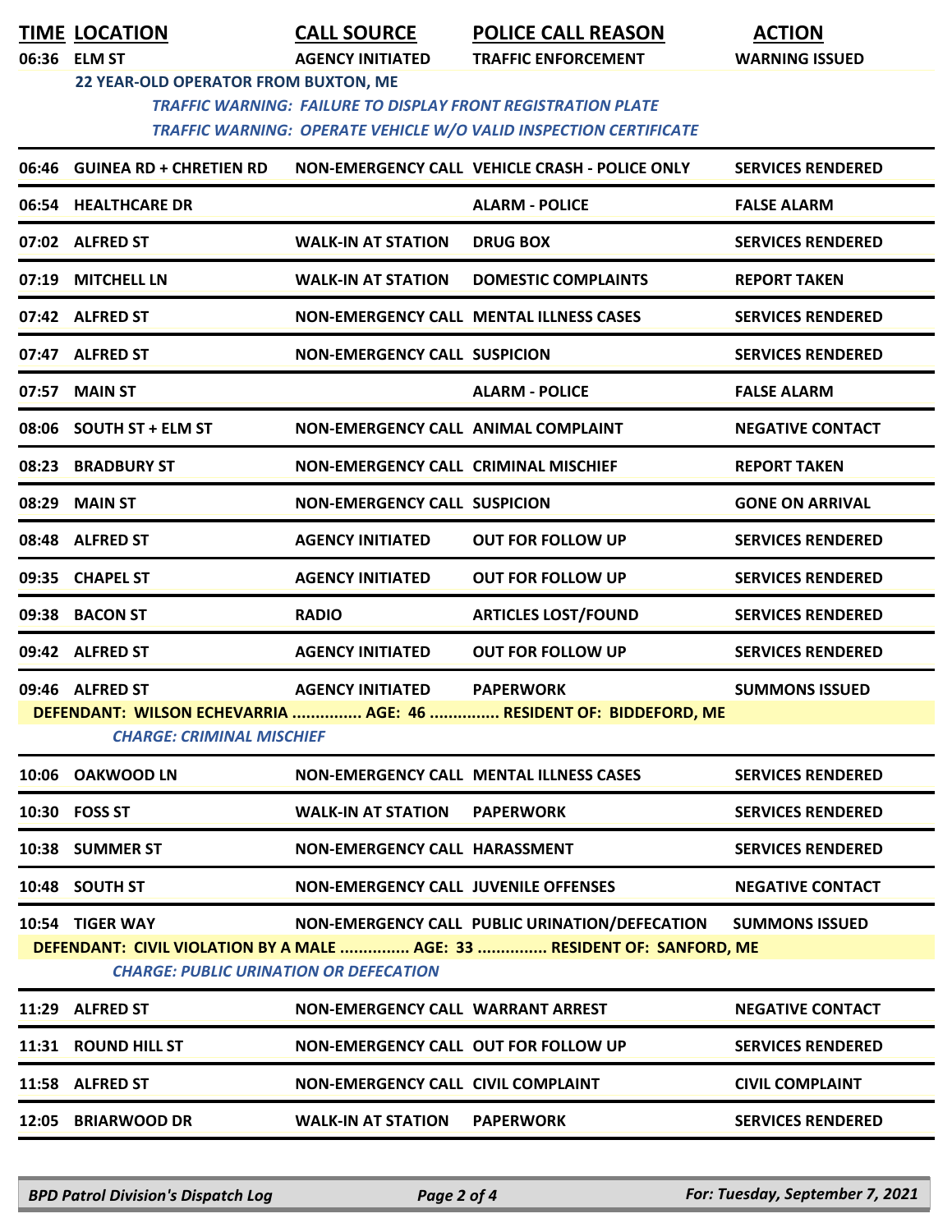| TIME | LOCATION | CALL SOURCE | POLICE CALL REASON | ACTION |
|---|---|---|---|---|
| 06:36 | ELM ST | AGENCY INITIATED | TRAFFIC ENFORCEMENT | WARNING ISSUED |
| | 22 YEAR-OLD OPERATOR FROM BUXTON, ME | | | |
| | *TRAFFIC WARNING: FAILURE TO DISPLAY FRONT REGISTRATION PLATE* | | | |
| | *TRAFFIC WARNING: OPERATE VEHICLE W/O VALID INSPECTION CERTIFICATE* | | | |
| 06:46 | GUINEA RD + CHRETIEN RD | NON-EMERGENCY CALL | VEHICLE CRASH - POLICE ONLY | SERVICES RENDERED |
| 06:54 | HEALTHCARE DR | | ALARM - POLICE | FALSE ALARM |
| 07:02 | ALFRED ST | WALK-IN AT STATION | DRUG BOX | SERVICES RENDERED |
| 07:19 | MITCHELL LN | WALK-IN AT STATION | DOMESTIC COMPLAINTS | REPORT TAKEN |
| 07:42 | ALFRED ST | NON-EMERGENCY CALL | MENTAL ILLNESS CASES | SERVICES RENDERED |
| 07:47 | ALFRED ST | NON-EMERGENCY CALL | SUSPICION | SERVICES RENDERED |
| 07:57 | MAIN ST | | ALARM - POLICE | FALSE ALARM |
| 08:06 | SOUTH ST + ELM ST | NON-EMERGENCY CALL | ANIMAL COMPLAINT | NEGATIVE CONTACT |
| 08:23 | BRADBURY ST | NON-EMERGENCY CALL | CRIMINAL MISCHIEF | REPORT TAKEN |
| 08:29 | MAIN ST | NON-EMERGENCY CALL | SUSPICION | GONE ON ARRIVAL |
| 08:48 | ALFRED ST | AGENCY INITIATED | OUT FOR FOLLOW UP | SERVICES RENDERED |
| 09:35 | CHAPEL ST | AGENCY INITIATED | OUT FOR FOLLOW UP | SERVICES RENDERED |
| 09:38 | BACON ST | RADIO | ARTICLES LOST/FOUND | SERVICES RENDERED |
| 09:42 | ALFRED ST | AGENCY INITIATED | OUT FOR FOLLOW UP | SERVICES RENDERED |
| 09:46 | ALFRED ST | AGENCY INITIATED | PAPERWORK | SUMMONS ISSUED |
| | DEFENDANT: WILSON ECHEVARRIA ............... AGE: 46 ............... RESIDENT OF: BIDDEFORD, ME | | | |
| | *CHARGE: CRIMINAL MISCHIEF* | | | |
| 10:06 | OAKWOOD LN | NON-EMERGENCY CALL | MENTAL ILLNESS CASES | SERVICES RENDERED |
| 10:30 | FOSS ST | WALK-IN AT STATION | PAPERWORK | SERVICES RENDERED |
| 10:38 | SUMMER ST | NON-EMERGENCY CALL | HARASSMENT | SERVICES RENDERED |
| 10:48 | SOUTH ST | NON-EMERGENCY CALL | JUVENILE OFFENSES | NEGATIVE CONTACT |
| 10:54 | TIGER WAY | NON-EMERGENCY CALL | PUBLIC URINATION/DEFECATION | SUMMONS ISSUED |
| | DEFENDANT: CIVIL VIOLATION BY A MALE ............... AGE: 33 ............... RESIDENT OF: SANFORD, ME | | | |
| | *CHARGE: PUBLIC URINATION OR DEFECATION* | | | |
| 11:29 | ALFRED ST | NON-EMERGENCY CALL | WARRANT ARREST | NEGATIVE CONTACT |
| 11:31 | ROUND HILL ST | NON-EMERGENCY CALL | OUT FOR FOLLOW UP | SERVICES RENDERED |
| 11:58 | ALFRED ST | NON-EMERGENCY CALL | CIVIL COMPLAINT | CIVIL COMPLAINT |
| 12:05 | BRIARWOOD DR | WALK-IN AT STATION | PAPERWORK | SERVICES RENDERED |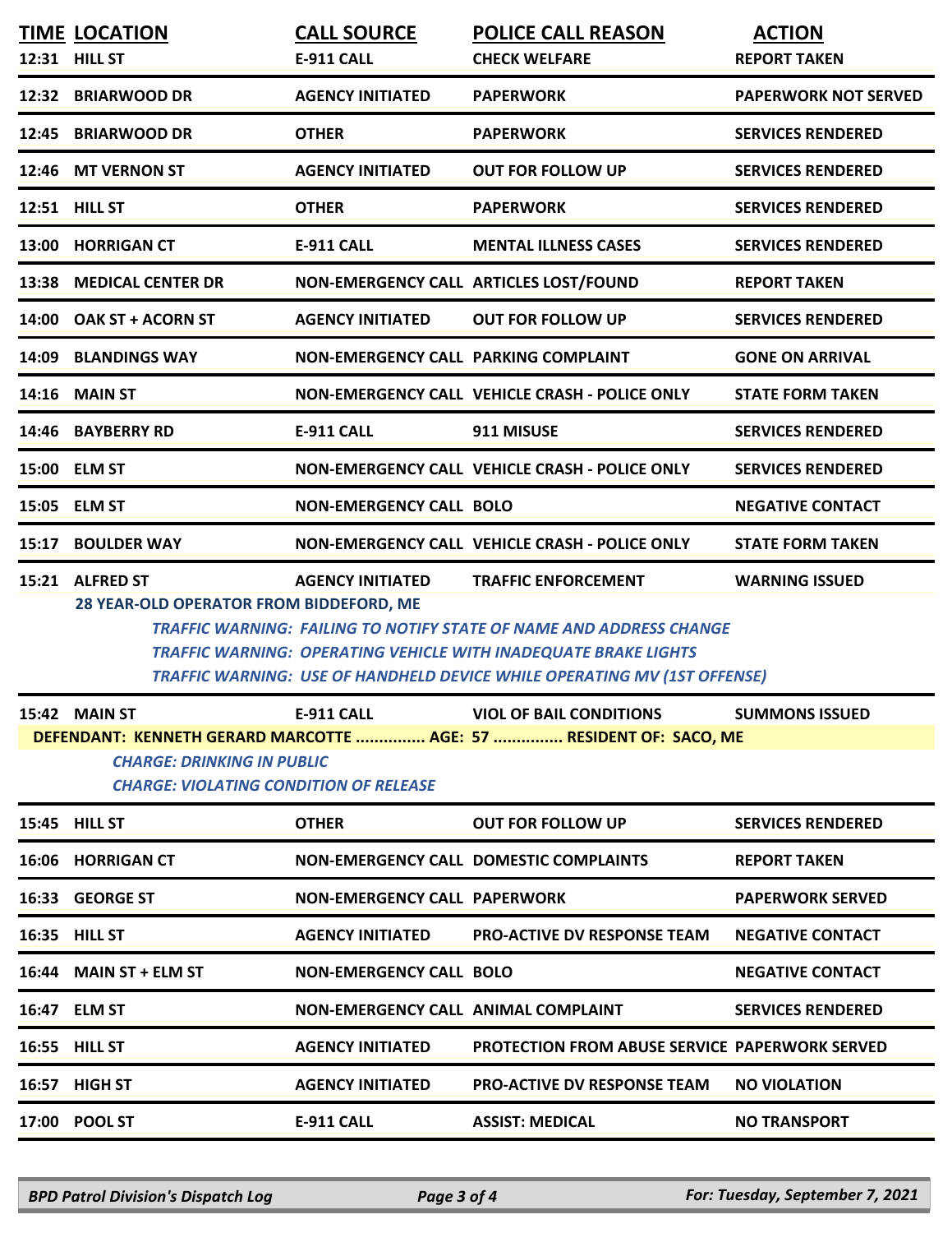| TIME | LOCATION | CALL SOURCE | POLICE CALL REASON | ACTION |
|---|---|---|---|---|
| 12:31 | HILL ST | E-911 CALL | CHECK WELFARE | REPORT TAKEN |
| 12:32 | BRIARWOOD DR | AGENCY INITIATED | PAPERWORK | PAPERWORK NOT SERVED |
| 12:45 | BRIARWOOD DR | OTHER | PAPERWORK | SERVICES RENDERED |
| 12:46 | MT VERNON ST | AGENCY INITIATED | OUT FOR FOLLOW UP | SERVICES RENDERED |
| 12:51 | HILL ST | OTHER | PAPERWORK | SERVICES RENDERED |
| 13:00 | HORRIGAN CT | E-911 CALL | MENTAL ILLNESS CASES | SERVICES RENDERED |
| 13:38 | MEDICAL CENTER DR | NON-EMERGENCY CALL | ARTICLES LOST/FOUND | REPORT TAKEN |
| 14:00 | OAK ST + ACORN ST | AGENCY INITIATED | OUT FOR FOLLOW UP | SERVICES RENDERED |
| 14:09 | BLANDINGS WAY | NON-EMERGENCY CALL | PARKING COMPLAINT | GONE ON ARRIVAL |
| 14:16 | MAIN ST | NON-EMERGENCY CALL | VEHICLE CRASH - POLICE ONLY | STATE FORM TAKEN |
| 14:46 | BAYBERRY RD | E-911 CALL | 911 MISUSE | SERVICES RENDERED |
| 15:00 | ELM ST | NON-EMERGENCY CALL | VEHICLE CRASH - POLICE ONLY | SERVICES RENDERED |
| 15:05 | ELM ST | NON-EMERGENCY CALL | BOLO | NEGATIVE CONTACT |
| 15:17 | BOULDER WAY | NON-EMERGENCY CALL | VEHICLE CRASH - POLICE ONLY | STATE FORM TAKEN |
| 15:21 | ALFRED ST | AGENCY INITIATED | TRAFFIC ENFORCEMENT | WARNING ISSUED |

**28 YEAR-OLD OPERATOR FROM BIDDEFORD, ME**

*TRAFFIC WARNING: FAILING TO NOTIFY STATE OF NAME AND ADDRESS CHANGE*
*TRAFFIC WARNING: OPERATING VEHICLE WITH INADEQUATE BRAKE LIGHTS*
*TRAFFIC WARNING: USE OF HANDHELD DEVICE WHILE OPERATING MV (1ST OFFENSE)*

| TIME | LOCATION | CALL SOURCE | POLICE CALL REASON | ACTION |
|---|---|---|---|---|
| 15:42 | MAIN ST | E-911 CALL | VIOL OF BAIL CONDITIONS | SUMMONS ISSUED |

**DEFENDANT: KENNETH GERARD MARCOTTE ............... AGE: 57 ............... RESIDENT OF: SACO, ME**

*CHARGE: DRINKING IN PUBLIC*
*CHARGE: VIOLATING CONDITION OF RELEASE*

| TIME | LOCATION | CALL SOURCE | POLICE CALL REASON | ACTION |
|---|---|---|---|---|
| 15:45 | HILL ST | OTHER | OUT FOR FOLLOW UP | SERVICES RENDERED |
| 16:06 | HORRIGAN CT | NON-EMERGENCY CALL | DOMESTIC COMPLAINTS | REPORT TAKEN |
| 16:33 | GEORGE ST | NON-EMERGENCY CALL | PAPERWORK | PAPERWORK SERVED |
| 16:35 | HILL ST | AGENCY INITIATED | PRO-ACTIVE DV RESPONSE TEAM | NEGATIVE CONTACT |
| 16:44 | MAIN ST + ELM ST | NON-EMERGENCY CALL | BOLO | NEGATIVE CONTACT |
| 16:47 | ELM ST | NON-EMERGENCY CALL | ANIMAL COMPLAINT | SERVICES RENDERED |
| 16:55 | HILL ST | AGENCY INITIATED | PROTECTION FROM ABUSE SERVICE | PAPERWORK SERVED |
| 16:57 | HIGH ST | AGENCY INITIATED | PRO-ACTIVE DV RESPONSE TEAM | NO VIOLATION |
| 17:00 | POOL ST | E-911 CALL | ASSIST: MEDICAL | NO TRANSPORT |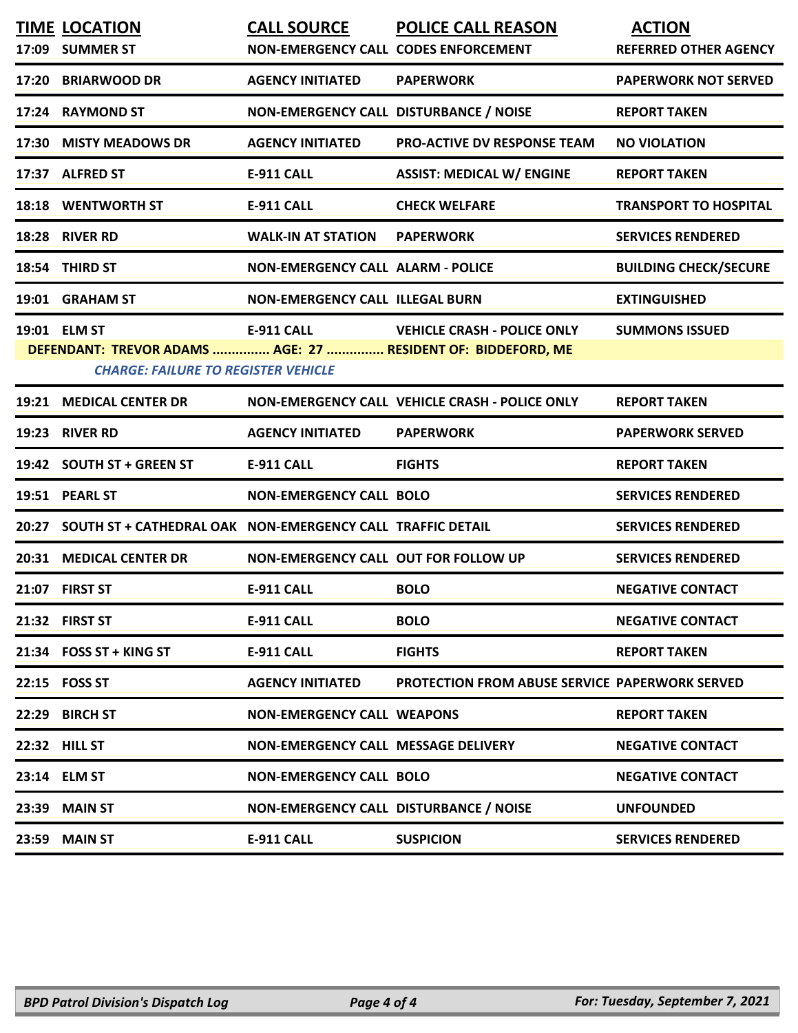| TIME | LOCATION | CALL SOURCE | POLICE CALL REASON | ACTION |
|---|---|---|---|---|
| 17:09 | SUMMER ST | NON-EMERGENCY CALL | CODES ENFORCEMENT | REFERRED OTHER AGENCY |
| 17:20 | BRIARWOOD DR | AGENCY INITIATED | PAPERWORK | PAPERWORK NOT SERVED |
| 17:24 | RAYMOND ST | NON-EMERGENCY CALL | DISTURBANCE / NOISE | REPORT TAKEN |
| 17:30 | MISTY MEADOWS DR | AGENCY INITIATED | PRO-ACTIVE DV RESPONSE TEAM | NO VIOLATION |
| 17:37 | ALFRED ST | E-911 CALL | ASSIST: MEDICAL W/ ENGINE | REPORT TAKEN |
| 18:18 | WENTWORTH ST | E-911 CALL | CHECK WELFARE | TRANSPORT TO HOSPITAL |
| 18:28 | RIVER RD | WALK-IN AT STATION | PAPERWORK | SERVICES RENDERED |
| 18:54 | THIRD ST | NON-EMERGENCY CALL | ALARM - POLICE | BUILDING CHECK/SECURE |
| 19:01 | GRAHAM ST | NON-EMERGENCY CALL | ILLEGAL BURN | EXTINGUISHED |
| 19:01 | ELM ST | E-911 CALL | VEHICLE CRASH - POLICE ONLY | SUMMONS ISSUED |
| | DEFENDANT: TREVOR ADAMS ............... AGE: 27 ............... RESIDENT OF: BIDDEFORD, ME | | | |
| | CHARGE: FAILURE TO REGISTER VEHICLE | | | |
| 19:21 | MEDICAL CENTER DR | NON-EMERGENCY CALL | VEHICLE CRASH - POLICE ONLY | REPORT TAKEN |
| 19:23 | RIVER RD | AGENCY INITIATED | PAPERWORK | PAPERWORK SERVED |
| 19:42 | SOUTH ST + GREEN ST | E-911 CALL | FIGHTS | REPORT TAKEN |
| 19:51 | PEARL ST | NON-EMERGENCY CALL | BOLO | SERVICES RENDERED |
| 20:27 | SOUTH ST + CATHEDRAL OAK | NON-EMERGENCY CALL | TRAFFIC DETAIL | SERVICES RENDERED |
| 20:31 | MEDICAL CENTER DR | NON-EMERGENCY CALL | OUT FOR FOLLOW UP | SERVICES RENDERED |
| 21:07 | FIRST ST | E-911 CALL | BOLO | NEGATIVE CONTACT |
| 21:32 | FIRST ST | E-911 CALL | BOLO | NEGATIVE CONTACT |
| 21:34 | FOSS ST + KING ST | E-911 CALL | FIGHTS | REPORT TAKEN |
| 22:15 | FOSS ST | AGENCY INITIATED | PROTECTION FROM ABUSE SERVICE | PAPERWORK SERVED |
| 22:29 | BIRCH ST | NON-EMERGENCY CALL | WEAPONS | REPORT TAKEN |
| 22:32 | HILL ST | NON-EMERGENCY CALL | MESSAGE DELIVERY | NEGATIVE CONTACT |
| 23:14 | ELM ST | NON-EMERGENCY CALL | BOLO | NEGATIVE CONTACT |
| 23:39 | MAIN ST | NON-EMERGENCY CALL | DISTURBANCE / NOISE | UNFOUNDED |
| 23:59 | MAIN ST | E-911 CALL | SUSPICION | SERVICES RENDERED |